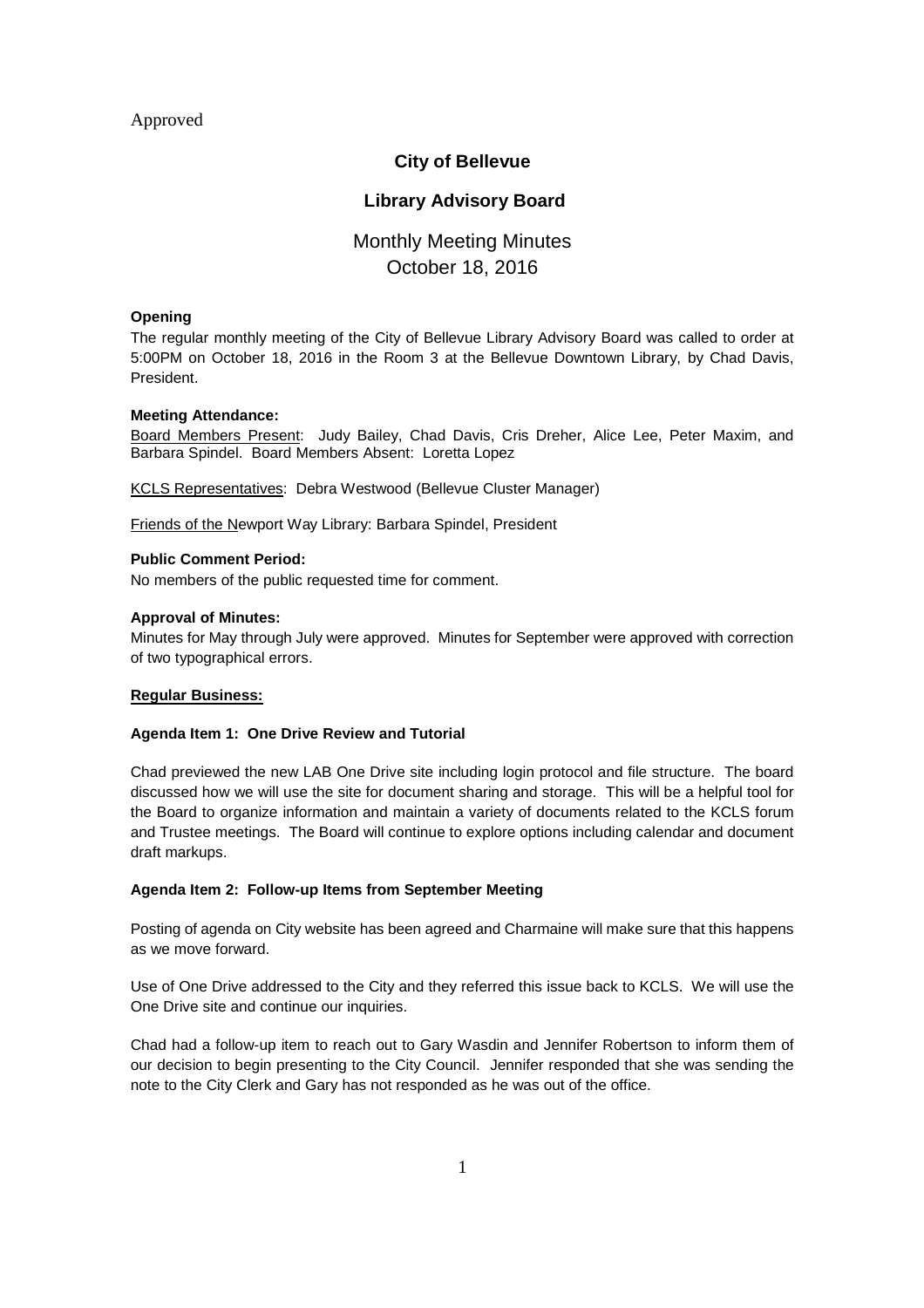Approved

# City of Bellevue

## Library Advisory Board

### Monthly Meeting Minutes
### October 18, 2016

**Opening**

The regular monthly meeting of the City of Bellevue Library Advisory Board was called to order at 5:00PM on October 18, 2016 in the Room 3 at the Bellevue Downtown Library, by Chad Davis, President.

**Meeting Attendance:**

Board Members Present: Judy Bailey, Chad Davis, Cris Dreher, Alice Lee, Peter Maxim, and Barbara Spindel. Board Members Absent: Loretta Lopez

KCLS Representatives: Debra Westwood (Bellevue Cluster Manager)

Friends of the Newport Way Library: Barbara Spindel, President

**Public Comment Period:**

No members of the public requested time for comment.

**Approval of Minutes:**

Minutes for May through July were approved. Minutes for September were approved with correction of two typographical errors.

**Regular Business:**

**Agenda Item 1: One Drive Review and Tutorial**

Chad previewed the new LAB One Drive site including login protocol and file structure. The board discussed how we will use the site for document sharing and storage. This will be a helpful tool for the Board to organize information and maintain a variety of documents related to the KCLS forum and Trustee meetings. The Board will continue to explore options including calendar and document draft markups.

**Agenda Item 2: Follow-up Items from September Meeting**

Posting of agenda on City website has been agreed and Charmaine will make sure that this happens as we move forward.

Use of One Drive addressed to the City and they referred this issue back to KCLS. We will use the One Drive site and continue our inquiries.

Chad had a follow-up item to reach out to Gary Wasdin and Jennifer Robertson to inform them of our decision to begin presenting to the City Council. Jennifer responded that she was sending the note to the City Clerk and Gary has not responded as he was out of the office.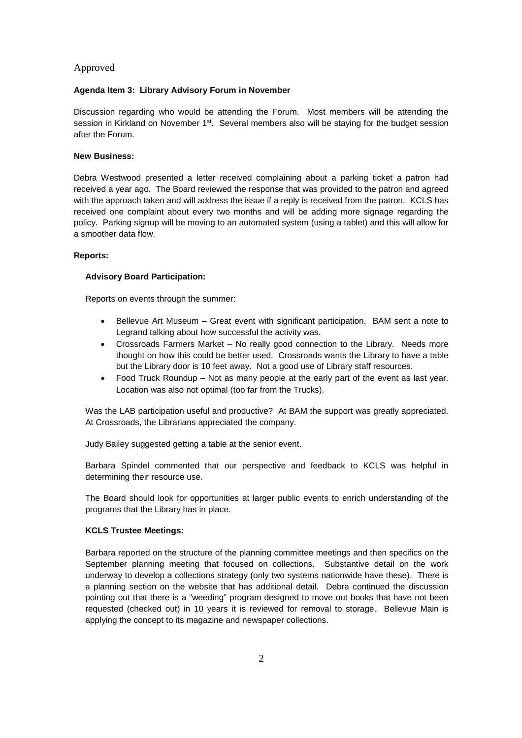Approved

**Agenda Item 3: Library Advisory Forum in November**

Discussion regarding who would be attending the Forum. Most members will be attending the session in Kirkland on November 1st. Several members also will be staying for the budget session after the Forum.

**New Business:**

Debra Westwood presented a letter received complaining about a parking ticket a patron had received a year ago. The Board reviewed the response that was provided to the patron and agreed with the approach taken and will address the issue if a reply is received from the patron. KCLS has received one complaint about every two months and will be adding more signage regarding the policy. Parking signup will be moving to an automated system (using a tablet) and this will allow for a smoother data flow.

**Reports:**

**Advisory Board Participation:**

Reports on events through the summer:

- Bellevue Art Museum – Great event with significant participation. BAM sent a note to Legrand talking about how successful the activity was.
- Crossroads Farmers Market – No really good connection to the Library. Needs more thought on how this could be better used. Crossroads wants the Library to have a table but the Library door is 10 feet away. Not a good use of Library staff resources.
- Food Truck Roundup – Not as many people at the early part of the event as last year. Location was also not optimal (too far from the Trucks).

Was the LAB participation useful and productive? At BAM the support was greatly appreciated. At Crossroads, the Librarians appreciated the company.

Judy Bailey suggested getting a table at the senior event.

Barbara Spindel commented that our perspective and feedback to KCLS was helpful in determining their resource use.

The Board should look for opportunities at larger public events to enrich understanding of the programs that the Library has in place.

**KCLS Trustee Meetings:**

Barbara reported on the structure of the planning committee meetings and then specifics on the September planning meeting that focused on collections. Substantive detail on the work underway to develop a collections strategy (only two systems nationwide have these). There is a planning section on the website that has additional detail. Debra continued the discussion pointing out that there is a "weeding" program designed to move out books that have not been requested (checked out) in 10 years it is reviewed for removal to storage. Bellevue Main is applying the concept to its magazine and newspaper collections.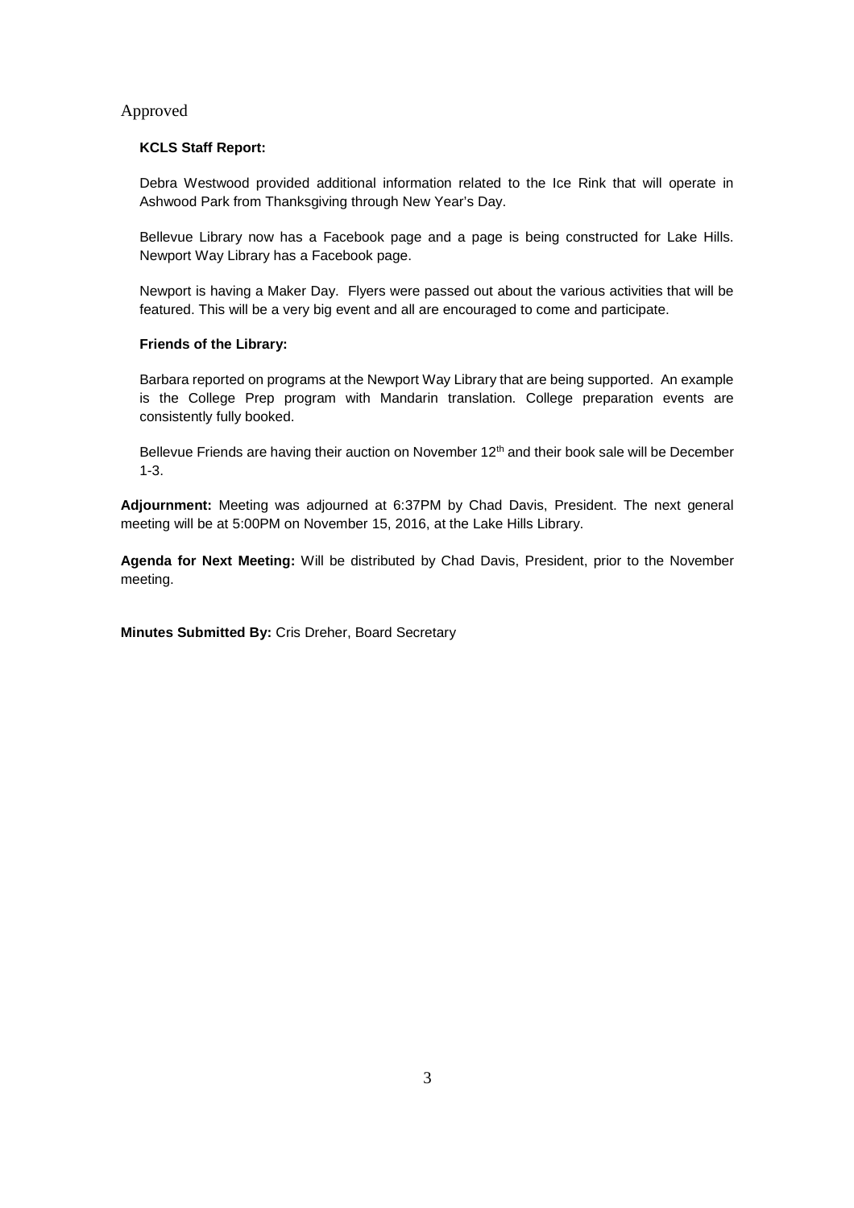Approved

**KCLS Staff Report:**

Debra Westwood provided additional information related to the Ice Rink that will operate in Ashwood Park from Thanksgiving through New Year's Day.

Bellevue Library now has a Facebook page and a page is being constructed for Lake Hills. Newport Way Library has a Facebook page.

Newport is having a Maker Day. Flyers were passed out about the various activities that will be featured. This will be a very big event and all are encouraged to come and participate.

**Friends of the Library:**

Barbara reported on programs at the Newport Way Library that are being supported. An example is the College Prep program with Mandarin translation. College preparation events are consistently fully booked.

Bellevue Friends are having their auction on November 12th and their book sale will be December 1-3.

**Adjournment:** Meeting was adjourned at 6:37PM by Chad Davis, President. The next general meeting will be at 5:00PM on November 15, 2016, at the Lake Hills Library.

**Agenda for Next Meeting:** Will be distributed by Chad Davis, President, prior to the November meeting.

**Minutes Submitted By:** Cris Dreher, Board Secretary